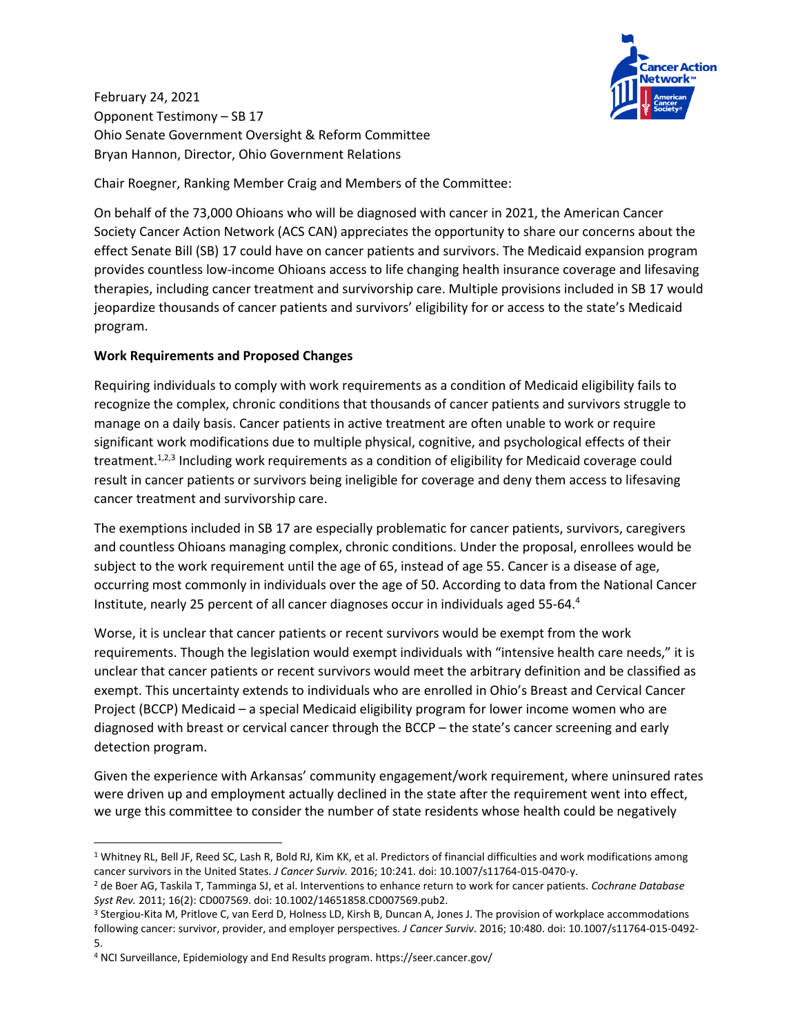February 24, 2021
Opponent Testimony – SB 17
Ohio Senate Government Oversight & Reform Committee
Bryan Hannon, Director, Ohio Government Relations

Chair Roegner, Ranking Member Craig and Members of the Committee:

On behalf of the 73,000 Ohioans who will be diagnosed with cancer in 2021, the American Cancer Society Cancer Action Network (ACS CAN) appreciates the opportunity to share our concerns about the effect Senate Bill (SB) 17 could have on cancer patients and survivors. The Medicaid expansion program provides countless low-income Ohioans access to life changing health insurance coverage and lifesaving therapies, including cancer treatment and survivorship care. Multiple provisions included in SB 17 would jeopardize thousands of cancer patients and survivors' eligibility for or access to the state's Medicaid program.

**Work Requirements and Proposed Changes**

Requiring individuals to comply with work requirements as a condition of Medicaid eligibility fails to recognize the complex, chronic conditions that thousands of cancer patients and survivors struggle to manage on a daily basis. Cancer patients in active treatment are often unable to work or require significant work modifications due to multiple physical, cognitive, and psychological effects of their treatment.[1,2,3] Including work requirements as a condition of eligibility for Medicaid coverage could result in cancer patients or survivors being ineligible for coverage and deny them access to lifesaving cancer treatment and survivorship care.

The exemptions included in SB 17 are especially problematic for cancer patients, survivors, caregivers and countless Ohioans managing complex, chronic conditions. Under the proposal, enrollees would be subject to the work requirement until the age of 65, instead of age 55. Cancer is a disease of age, occurring most commonly in individuals over the age of 50. According to data from the National Cancer Institute, nearly 25 percent of all cancer diagnoses occur in individuals aged 55-64.[4]

Worse, it is unclear that cancer patients or recent survivors would be exempt from the work requirements. Though the legislation would exempt individuals with "intensive health care needs," it is unclear that cancer patients or recent survivors would meet the arbitrary definition and be classified as exempt. This uncertainty extends to individuals who are enrolled in Ohio's Breast and Cervical Cancer Project (BCCP) Medicaid – a special Medicaid eligibility program for lower income women who are diagnosed with breast or cervical cancer through the BCCP – the state's cancer screening and early detection program.

Given the experience with Arkansas' community engagement/work requirement, where uninsured rates were driven up and employment actually declined in the state after the requirement went into effect, we urge this committee to consider the number of state residents whose health could be negatively

---

[1] Whitney RL, Bell JF, Reed SC, Lash R, Bold RJ, Kim KK, et al. Predictors of financial difficulties and work modifications among cancer survivors in the United States. *J Cancer Surviv.* 2016; 10:241. doi: 10.1007/s11764-015-0470-y.

[2] de Boer AG, Taskila T, Tamminga SJ, et al. Interventions to enhance return to work for cancer patients. *Cochrane Database Syst Rev.* 2011; 16(2): CD007569. doi: 10.1002/14651858.CD007569.pub2.

[3] Stergiou-Kita M, Pritlove C, van Eerd D, Holness LD, Kirsh B, Duncan A, Jones J. The provision of workplace accommodations following cancer: survivor, provider, and employer perspectives. *J Cancer Surviv*. 2016; 10:480. doi: 10.1007/s11764-015-0492-5.

[4] NCI Surveillance, Epidemiology and End Results program. https://seer.cancer.gov/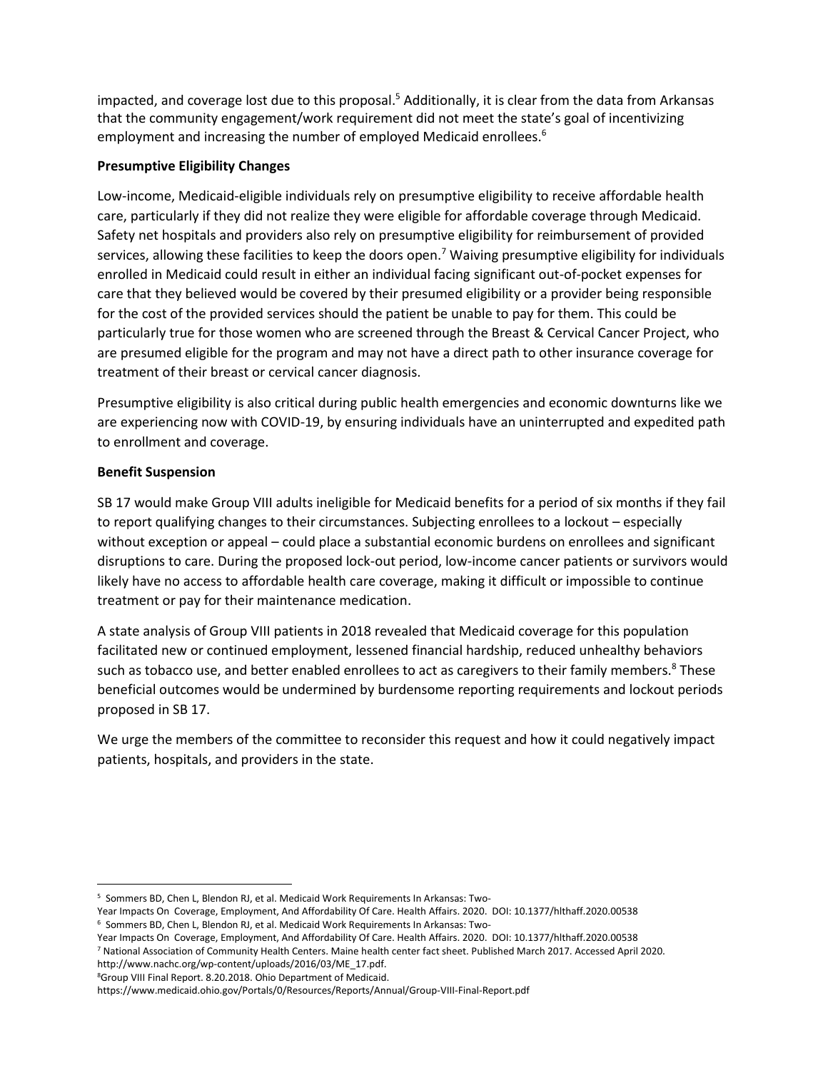impacted, and coverage lost due to this proposal.[5] Additionally, it is clear from the data from Arkansas that the community engagement/work requirement did not meet the state's goal of incentivizing employment and increasing the number of employed Medicaid enrollees.[6]

**Presumptive Eligibility Changes**

Low-income, Medicaid-eligible individuals rely on presumptive eligibility to receive affordable health care, particularly if they did not realize they were eligible for affordable coverage through Medicaid. Safety net hospitals and providers also rely on presumptive eligibility for reimbursement of provided services, allowing these facilities to keep the doors open.[7] Waiving presumptive eligibility for individuals enrolled in Medicaid could result in either an individual facing significant out-of-pocket expenses for care that they believed would be covered by their presumed eligibility or a provider being responsible for the cost of the provided services should the patient be unable to pay for them. This could be particularly true for those women who are screened through the Breast & Cervical Cancer Project, who are presumed eligible for the program and may not have a direct path to other insurance coverage for treatment of their breast or cervical cancer diagnosis.

Presumptive eligibility is also critical during public health emergencies and economic downturns like we are experiencing now with COVID-19, by ensuring individuals have an uninterrupted and expedited path to enrollment and coverage.

**Benefit Suspension**

SB 17 would make Group VIII adults ineligible for Medicaid benefits for a period of six months if they fail to report qualifying changes to their circumstances. Subjecting enrollees to a lockout – especially without exception or appeal – could place a substantial economic burdens on enrollees and significant disruptions to care. During the proposed lock-out period, low-income cancer patients or survivors would likely have no access to affordable health care coverage, making it difficult or impossible to continue treatment or pay for their maintenance medication.

A state analysis of Group VIII patients in 2018 revealed that Medicaid coverage for this population facilitated new or continued employment, lessened financial hardship, reduced unhealthy behaviors such as tobacco use, and better enabled enrollees to act as caregivers to their family members.[8] These beneficial outcomes would be undermined by burdensome reporting requirements and lockout periods proposed in SB 17.

We urge the members of the committee to reconsider this request and how it could negatively impact patients, hospitals, and providers in the state.

---

[5] Sommers BD, Chen L, Blendon RJ, et al. Medicaid Work Requirements In Arkansas: Two-Year Impacts On Coverage, Employment, And Affordability Of Care. Health Affairs. 2020. DOI: 10.1377/hlthaff.2020.00538

[6] Sommers BD, Chen L, Blendon RJ, et al. Medicaid Work Requirements In Arkansas: Two-Year Impacts On Coverage, Employment, And Affordability Of Care. Health Affairs. 2020. DOI: 10.1377/hlthaff.2020.00538

[7] National Association of Community Health Centers. Maine health center fact sheet. Published March 2017. Accessed April 2020. http://www.nachc.org/wp-content/uploads/2016/03/ME_17.pdf.

[8] Group VIII Final Report. 8.20.2018. Ohio Department of Medicaid. https://www.medicaid.ohio.gov/Portals/0/Resources/Reports/Annual/Group-VIII-Final-Report.pdf